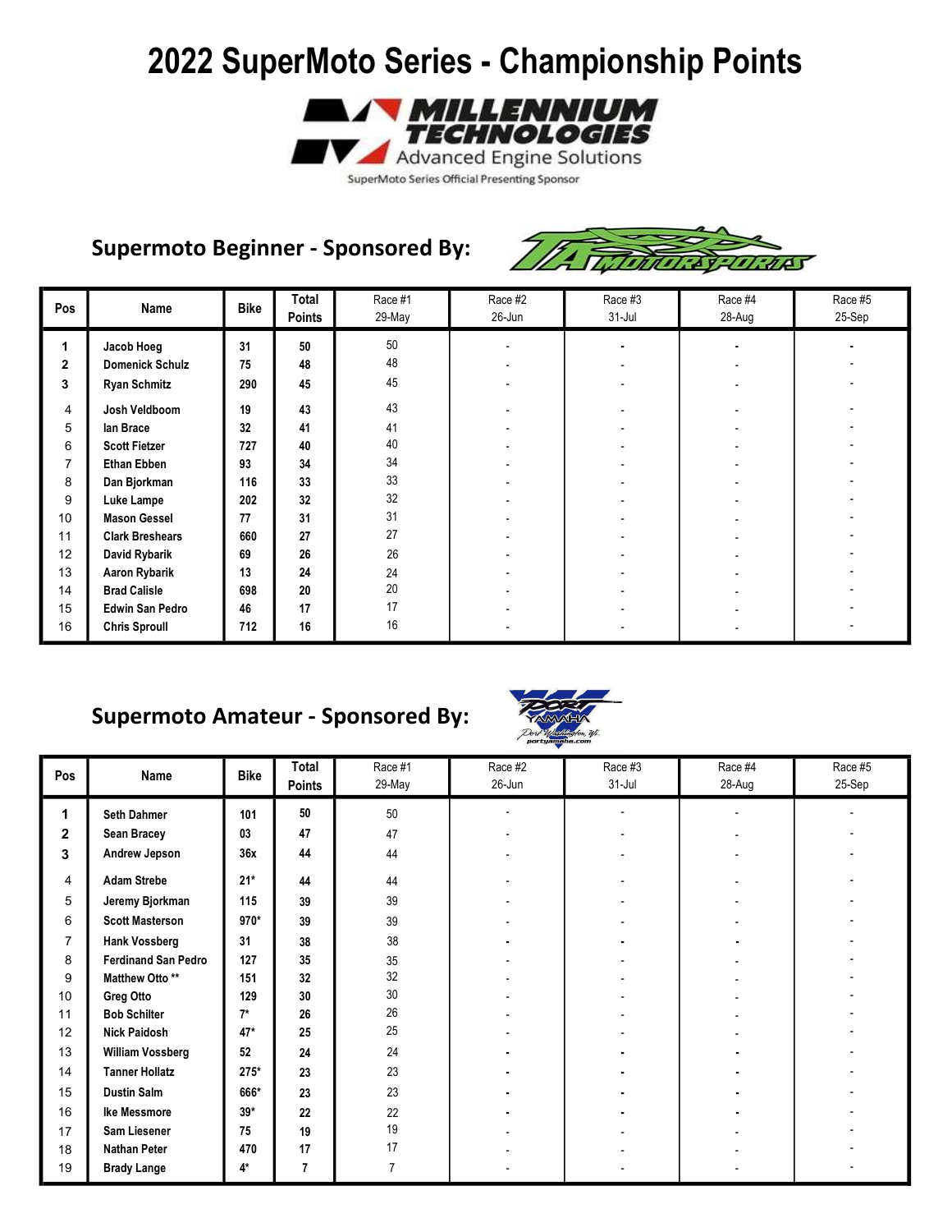# 2022 SuperMoto Series - Championship Points

MILLENNIUM TECHNOLOGIES
Advanced Engine Solutions
SuperMoto Series Official Presenting Sponsor

## Supermoto Beginner - Sponsored By:

TA MOTORSPORTS

| Pos | Name | Bike | Total Points | Race #1 29-May | Race #2 26-Jun | Race #3 31-Jul | Race #4 28-Aug | Race #5 25-Sep |
|---|---|---|---|---|---|---|---|---|
| 1 | Jacob Hoeg | 31 | 50 | 50 | - | - | - | - |
| 2 | Domenick Schulz | 75 | 48 | 48 | - | - | - | - |
| 3 | Ryan Schmitz | 290 | 45 | 45 | - | - | - | - |
| 4 | Josh Veldboom | 19 | 43 | 43 | - | - | - | - |
| 5 | Ian Brace | 32 | 41 | 41 | - | - | - | - |
| 6 | Scott Fietzer | 727 | 40 | 40 | - | - | - | - |
| 7 | Ethan Ebben | 93 | 34 | 34 | - | - | - | - |
| 8 | Dan Bjorkman | 116 | 33 | 33 | - | - | - | - |
| 9 | Luke Lampe | 202 | 32 | 32 | - | - | - | - |
| 10 | Mason Gessel | 77 | 31 | 31 | - | - | - | - |
| 11 | Clark Breshears | 660 | 27 | 27 | - | - | - | - |
| 12 | David Rybarik | 69 | 26 | 26 | - | - | - | - |
| 13 | Aaron Rybarik | 13 | 24 | 24 | - | - | - | - |
| 14 | Brad Calisle | 698 | 20 | 20 | - | - | - | - |
| 15 | Edwin San Pedro | 46 | 17 | 17 | - | - | - | - |
| 16 | Chris Sproull | 712 | 16 | 16 | - | - | - | - |

## Supermoto Amateur - Sponsored By:

PORT YAMAHA
Port Washington, Wi.
portyamaha.com

| Pos | Name | Bike | Total Points | Race #1 29-May | Race #2 26-Jun | Race #3 31-Jul | Race #4 28-Aug | Race #5 25-Sep |
|---|---|---|---|---|---|---|---|---|
| 1 | Seth Dahmer | 101 | 50 | 50 | - | - | - | - |
| 2 | Sean Bracey | 03 | 47 | 47 | - | - | - | - |
| 3 | Andrew Jepson | 36x | 44 | 44 | - | - | - | - |
| 4 | Adam Strebe | 21* | 44 | 44 | - | - | - | - |
| 5 | Jeremy Bjorkman | 115 | 39 | 39 | - | - | - | - |
| 6 | Scott Masterson | 970* | 39 | 39 | - | - | - | - |
| 7 | Hank Vossberg | 31 | 38 | 38 | - | - | - | - |
| 8 | Ferdinand San Pedro | 127 | 35 | 35 | - | - | - | - |
| 9 | Matthew Otto ** | 151 | 32 | 32 | - | - | - | - |
| 10 | Greg Otto | 129 | 30 | 30 | - | - | - | - |
| 11 | Bob Schilter | 7* | 26 | 26 | - | - | - | - |
| 12 | Nick Paidosh | 47* | 25 | 25 | - | - | - | - |
| 13 | William Vossberg | 52 | 24 | 24 | - | - | - | - |
| 14 | Tanner Hollatz | 275* | 23 | 23 | - | - | - | - |
| 15 | Dustin Salm | 666* | 23 | 23 | - | - | - | - |
| 16 | Ike Messmore | 39* | 22 | 22 | - | - | - | - |
| 17 | Sam Liesener | 75 | 19 | 19 | - | - | - | - |
| 18 | Nathan Peter | 470 | 17 | 17 | - | - | - | - |
| 19 | Brady Lange | 4* | 7 | 7 | - | - | - | - |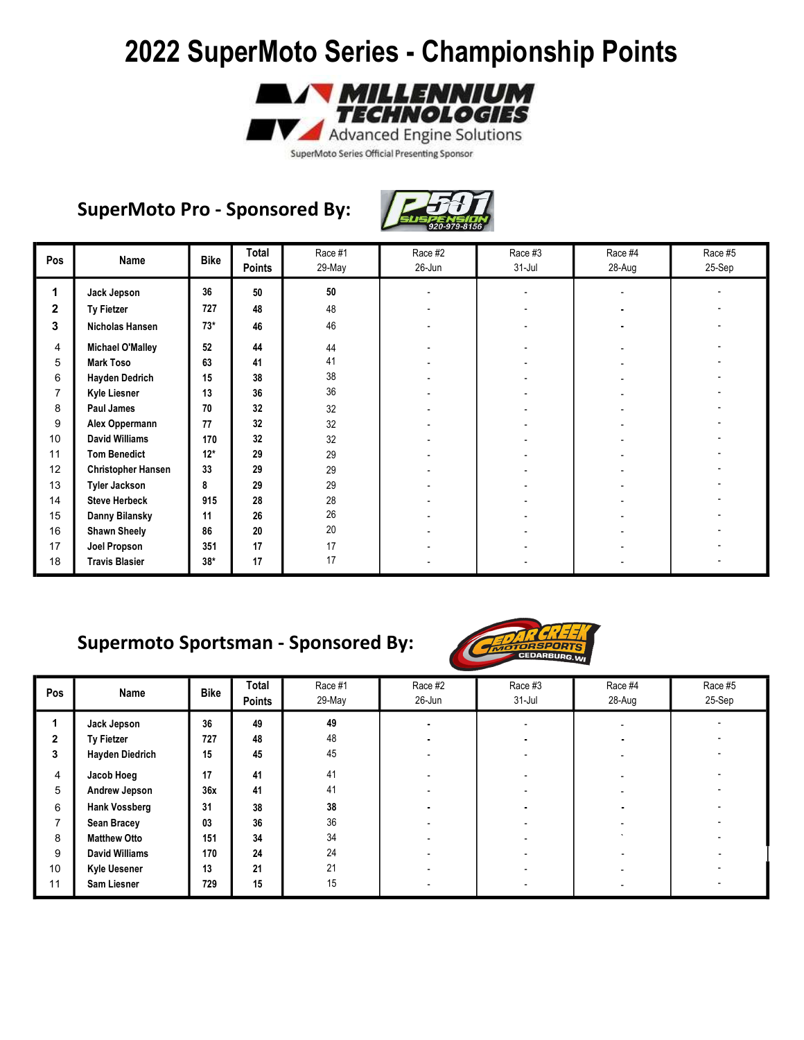# 2022 SuperMoto Series - Championship Points

MILLENNIUM TECHNOLOGIES

Advanced Engine Solutions

SuperMoto Series Official Presenting Sponsor

## SuperMoto Pro - Sponsored By:

P501 SUSPENSION 920-979-8156

| Pos | Name | Bike | Total Points | Race #1 29-May | Race #2 26-Jun | Race #3 31-Jul | Race #4 28-Aug | Race #5 25-Sep |
|---|---|---|---|---|---|---|---|---|
| 1 | Jack Jepson | 36 | 50 | 50 | - | - | - | - |
| 2 | Ty Fietzer | 727 | 48 | 48 | - | - | - | - |
| 3 | Nicholas Hansen | 73* | 46 | 46 | - | - | - | - |
| 4 | Michael O'Malley | 52 | 44 | 44 | - | - | - | - |
| 5 | Mark Toso | 63 | 41 | 41 | - | - | - | - |
| 6 | Hayden Dedrich | 15 | 38 | 38 | - | - | - | - |
| 7 | Kyle Liesner | 13 | 36 | 36 | - | - | - | - |
| 8 | Paul James | 70 | 32 | 32 | - | - | - | - |
| 9 | Alex Oppermann | 77 | 32 | 32 | - | - | - | - |
| 10 | David Williams | 170 | 32 | 32 | - | - | - | - |
| 11 | Tom Benedict | 12* | 29 | 29 | - | - | - | - |
| 12 | Christopher Hansen | 33 | 29 | 29 | - | - | - | - |
| 13 | Tyler Jackson | 8 | 29 | 29 | - | - | - | - |
| 14 | Steve Herbeck | 915 | 28 | 28 | - | - | - | - |
| 15 | Danny Bilansky | 11 | 26 | 26 | - | - | - | - |
| 16 | Shawn Sheely | 86 | 20 | 20 | - | - | - | - |
| 17 | Joel Propson | 351 | 17 | 17 | - | - | - | - |
| 18 | Travis Blasier | 38* | 17 | 17 | - | - | - | - |

## Supermoto Sportsman - Sponsored By:

CEDAR CREEK MOTORSPORTS CEDARBURG, WI

| Pos | Name | Bike | Total Points | Race #1 29-May | Race #2 26-Jun | Race #3 31-Jul | Race #4 28-Aug | Race #5 25-Sep |
|---|---|---|---|---|---|---|---|---|
| 1 | Jack Jepson | 36 | 49 | 49 | - | - | - | - |
| 2 | Ty Fietzer | 727 | 48 | 48 | - | - | - | - |
| 3 | Hayden Diedrich | 15 | 45 | 45 | - | - | - | - |
| 4 | Jacob Hoeg | 17 | 41 | 41 | - | - | - | - |
| 5 | Andrew Jepson | 36x | 41 | 41 | - | - | - | - |
| 6 | Hank Vossberg | 31 | 38 | 38 | - | - | - | - |
| 7 | Sean Bracey | 03 | 36 | 36 | - | - | - | - |
| 8 | Matthew Otto | 151 | 34 | 34 | - | - | ` | - |
| 9 | David Williams | 170 | 24 | 24 | - | - | - | - |
| 10 | Kyle Usener | 13 | 21 | 21 | - | - | - | - |
| 11 | Sam Liesner | 729 | 15 | 15 | - | - | - | - |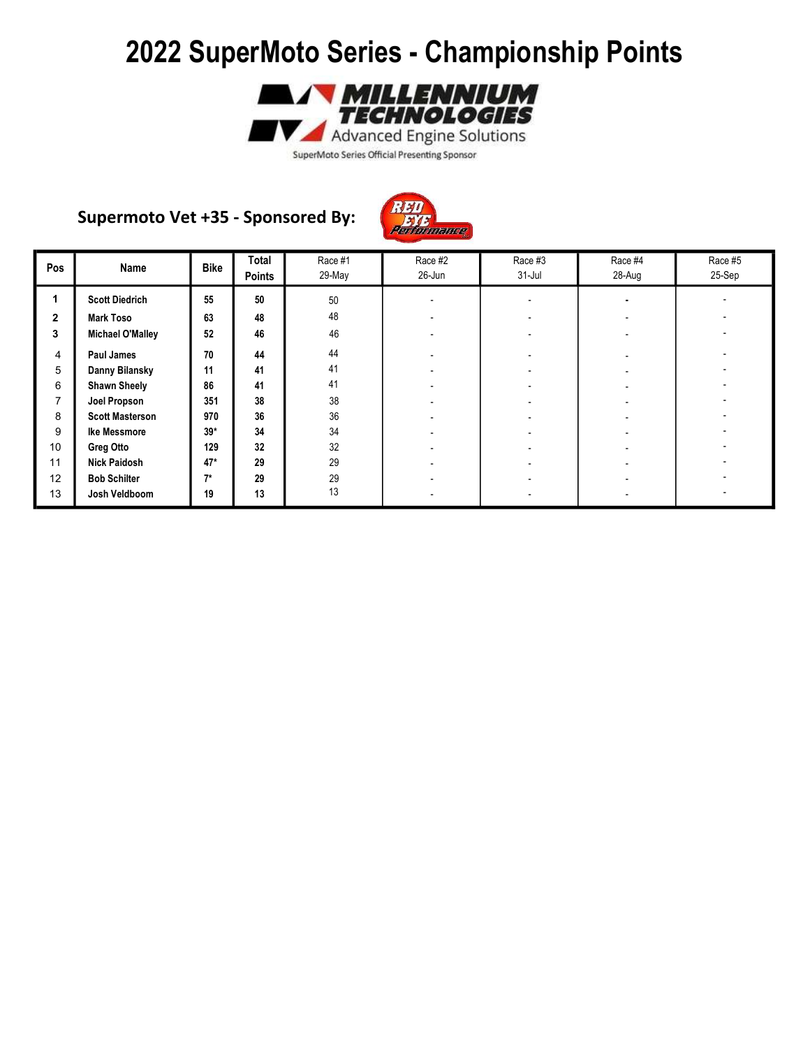# 2022 SuperMoto Series - Championship Points

MILLENNIUM TECHNOLOGIES
Advanced Engine Solutions
SuperMoto Series Official Presenting Sponsor

## Supermoto Vet +35 - Sponsored By:

RED EYE Performance

| Pos | Name | Bike | Total Points | Race #1 29-May | Race #2 26-Jun | Race #3 31-Jul | Race #4 28-Aug | Race #5 25-Sep |
|---|---|---|---|---|---|---|---|---|
| 1 | Scott Diedrich | 55 | 50 | 50 | - | - | - | - |
| 2 | Mark Toso | 63 | 48 | 48 | - | - | - | - |
| 3 | Michael O'Malley | 52 | 46 | 46 | - | - | - | - |
| 4 | Paul James | 70 | 44 | 44 | - | - | - | - |
| 5 | Danny Bilansky | 11 | 41 | 41 | - | - | - | - |
| 6 | Shawn Sheely | 86 | 41 | 41 | - | - | - | - |
| 7 | Joel Propson | 351 | 38 | 38 | - | - | - | - |
| 8 | Scott Masterson | 970 | 36 | 36 | - | - | - | - |
| 9 | Ike Messmore | 39* | 34 | 34 | - | - | - | - |
| 10 | Greg Otto | 129 | 32 | 32 | - | - | - | - |
| 11 | Nick Paidosh | 47* | 29 | 29 | - | - | - | - |
| 12 | Bob Schilter | 7* | 29 | 29 | - | - | - | - |
| 13 | Josh Veldboom | 19 | 13 | 13 | - | - | - | - |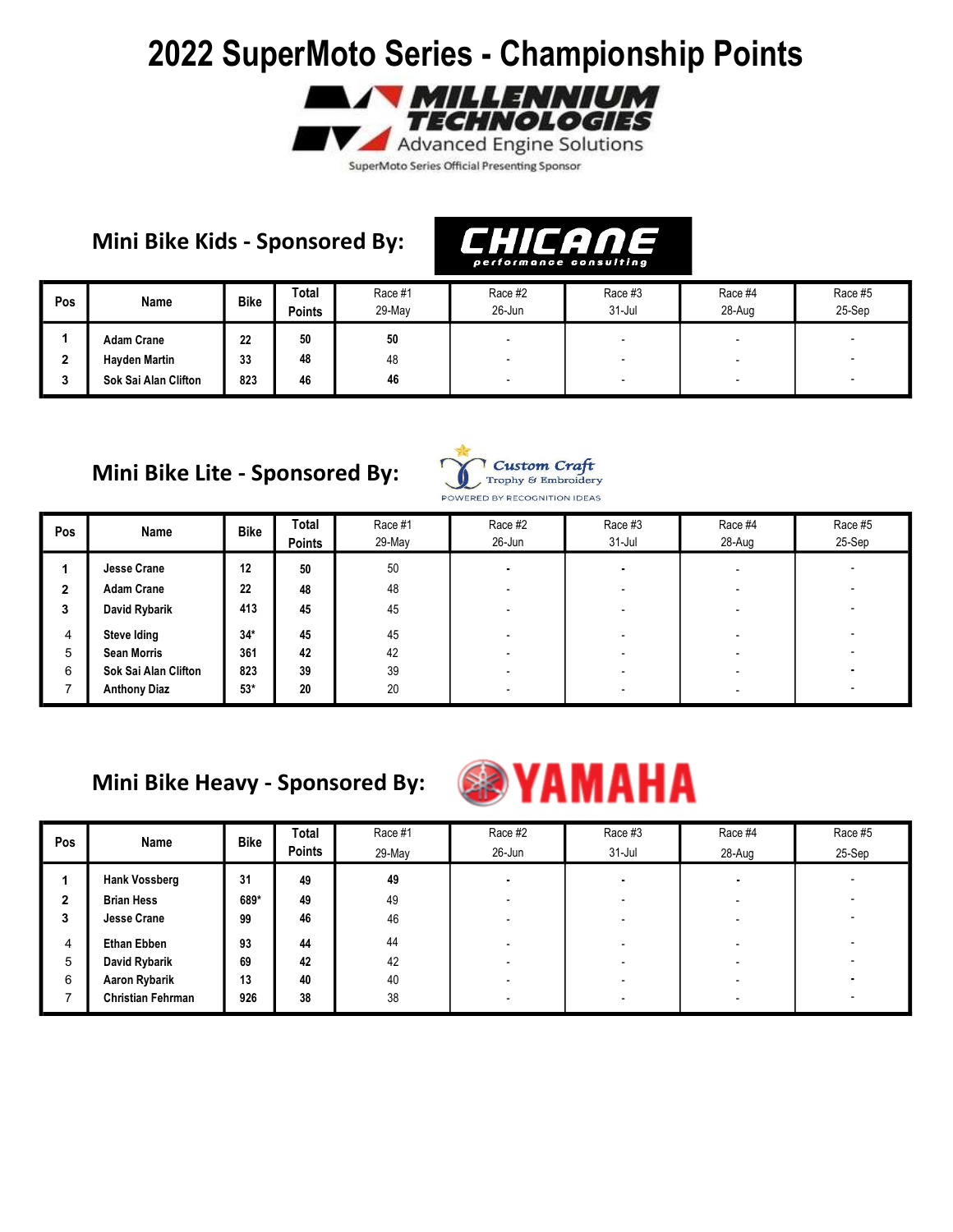# 2022 SuperMoto Series - Championship Points

MILLENNIUM TECHNOLOGIES
Advanced Engine Solutions
SuperMoto Series Official Presenting Sponsor

## Mini Bike Kids - Sponsored By:

CHICANE
performance consulting

| Pos | Name | Bike | Total Points | Race #1 29-May | Race #2 26-Jun | Race #3 31-Jul | Race #4 28-Aug | Race #5 25-Sep |
|---|---|---|---|---|---|---|---|---|
| 1 | Adam Crane | 22 | 50 | 50 | - | - | - | - |
| 2 | Hayden Martin | 33 | 48 | 48 | - | - | - | - |
| 3 | Sok Sai Alan Clifton | 823 | 46 | 46 | - | - | - | - |

## Mini Bike Lite - Sponsored By:

Custom Craft
Trophy & Embroidery
POWERED BY RECOGNITION IDEAS

| Pos | Name | Bike | Total Points | Race #1 29-May | Race #2 26-Jun | Race #3 31-Jul | Race #4 28-Aug | Race #5 25-Sep |
|---|---|---|---|---|---|---|---|---|
| 1 | Jesse Crane | 12 | 50 | 50 | - | - | - | - |
| 2 | Adam Crane | 22 | 48 | 48 | - | - | - | - |
| 3 | David Rybarik | 413 | 45 | 45 | - | - | - | - |
| 4 | Steve Iding | 34* | 45 | 45 | - | - | - | - |
| 5 | Sean Morris | 361 | 42 | 42 | - | - | - | - |
| 6 | Sok Sai Alan Clifton | 823 | 39 | 39 | - | - | - | - |
| 7 | Anthony Diaz | 53* | 20 | 20 | - | - | - | - |

## Mini Bike Heavy - Sponsored By:

YAMAHA

| Pos | Name | Bike | Total Points | Race #1 29-May | Race #2 26-Jun | Race #3 31-Jul | Race #4 28-Aug | Race #5 25-Sep |
|---|---|---|---|---|---|---|---|---|
| 1 | Hank Vossberg | 31 | 49 | 49 | - | - | - | - |
| 2 | Brian Hess | 689* | 49 | 49 | - | - | - | - |
| 3 | Jesse Crane | 99 | 46 | 46 | - | - | - | - |
| 4 | Ethan Ebben | 93 | 44 | 44 | - | - | - | - |
| 5 | David Rybarik | 69 | 42 | 42 | - | - | - | - |
| 6 | Aaron Rybarik | 13 | 40 | 40 | - | - | - | - |
| 7 | Christian Fehrman | 926 | 38 | 38 | - | - | - | - |